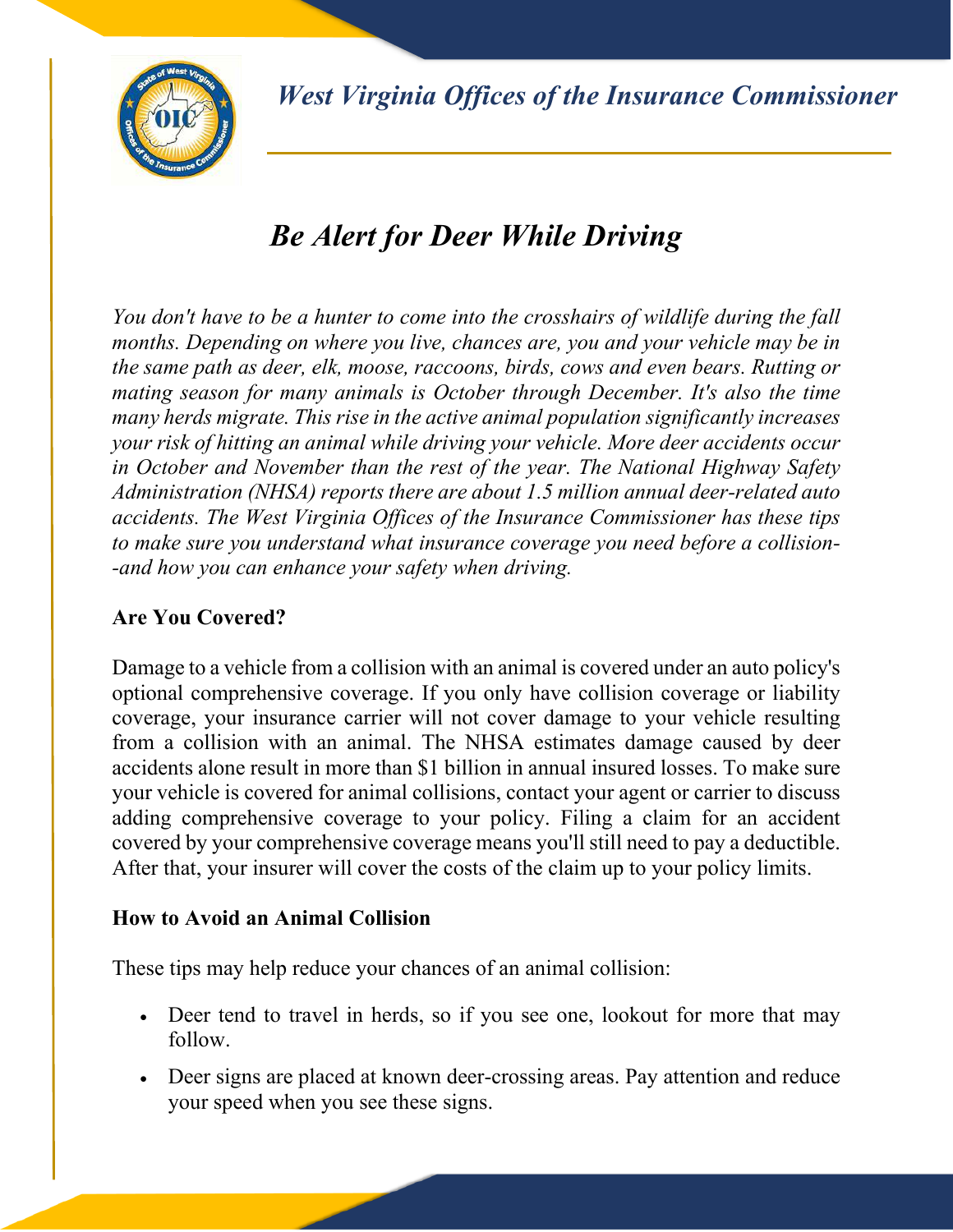*West Virginia Offices of the Insurance Commissioner*

# *Be Alert for Deer While Driving*

*You don't have to be a hunter to come into the crosshairs of wildlife during the fall months. Depending on where you live, chances are, you and your vehicle may be in the same path as deer, elk, moose, raccoons, birds, cows and even bears. Rutting or mating season for many animals is October through December. It's also the time many herds migrate. This rise in the active animal population significantly increases your risk of hitting an animal while driving your vehicle. More deer accidents occur in October and November than the rest of the year. The National Highway Safety Administration (NHSA) reports there are about 1.5 million annual deer-related auto accidents. The West Virginia Offices of the Insurance Commissioner has these tips to make sure you understand what insurance coverage you need before a collision--and how you can enhance your safety when driving.*

**Are You Covered?**

Damage to a vehicle from a collision with an animal is covered under an auto policy's optional comprehensive coverage. If you only have collision coverage or liability coverage, your insurance carrier will not cover damage to your vehicle resulting from a collision with an animal. The NHSA estimates damage caused by deer accidents alone result in more than $1 billion in annual insured losses. To make sure your vehicle is covered for animal collisions, contact your agent or carrier to discuss adding comprehensive coverage to your policy. Filing a claim for an accident covered by your comprehensive coverage means you'll still need to pay a deductible. After that, your insurer will cover the costs of the claim up to your policy limits.

**How to Avoid an Animal Collision**

These tips may help reduce your chances of an animal collision:

- Deer tend to travel in herds, so if you see one, lookout for more that may follow.
- Deer signs are placed at known deer-crossing areas. Pay attention and reduce your speed when you see these signs.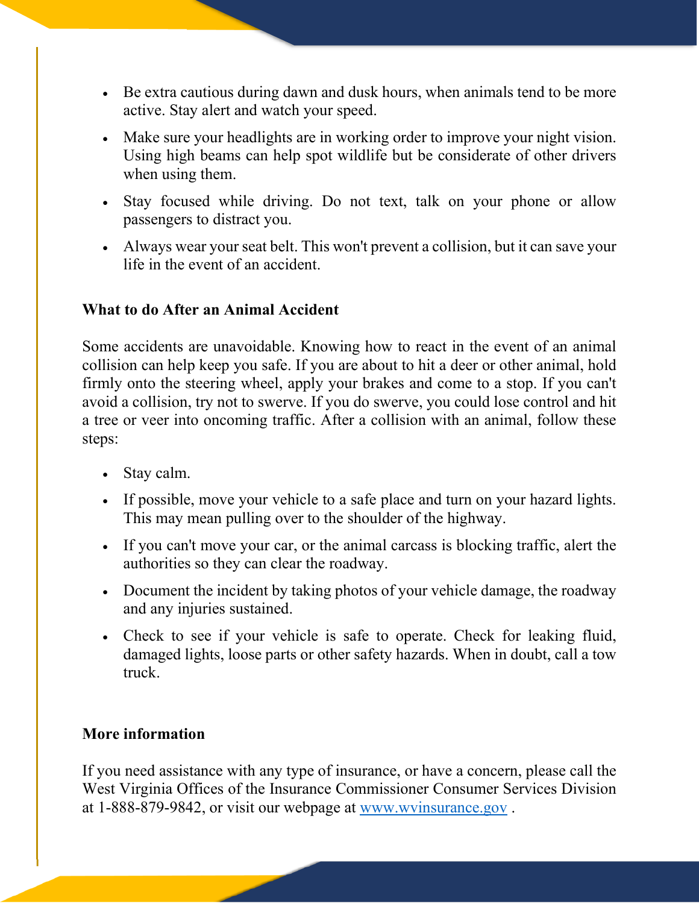- Be extra cautious during dawn and dusk hours, when animals tend to be more active. Stay alert and watch your speed.
- Make sure your headlights are in working order to improve your night vision. Using high beams can help spot wildlife but be considerate of other drivers when using them.
- Stay focused while driving. Do not text, talk on your phone or allow passengers to distract you.
- Always wear your seat belt. This won't prevent a collision, but it can save your life in the event of an accident.

**What to do After an Animal Accident**

Some accidents are unavoidable. Knowing how to react in the event of an animal collision can help keep you safe. If you are about to hit a deer or other animal, hold firmly onto the steering wheel, apply your brakes and come to a stop. If you can't avoid a collision, try not to swerve. If you do swerve, you could lose control and hit a tree or veer into oncoming traffic. After a collision with an animal, follow these steps:

- Stay calm.
- If possible, move your vehicle to a safe place and turn on your hazard lights. This may mean pulling over to the shoulder of the highway.
- If you can't move your car, or the animal carcass is blocking traffic, alert the authorities so they can clear the roadway.
- Document the incident by taking photos of your vehicle damage, the roadway and any injuries sustained.
- Check to see if your vehicle is safe to operate. Check for leaking fluid, damaged lights, loose parts or other safety hazards. When in doubt, call a tow truck.

**More information**

If you need assistance with any type of insurance, or have a concern, please call the West Virginia Offices of the Insurance Commissioner Consumer Services Division at 1-888-879-9842, or visit our webpage at [www.wvinsurance.gov](http://www.wvinsurance.gov) .